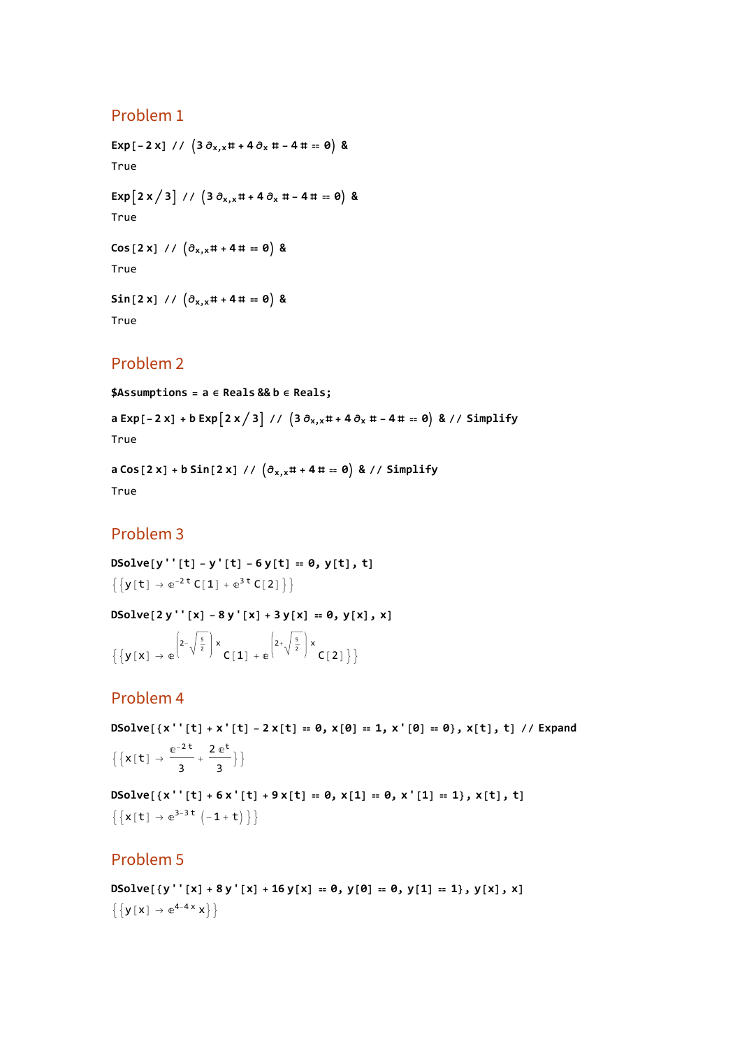## Problem 1

```
Exp[-2 x] // (3 ∂x,x# + 4 ∂x # - 4 # == 0) &
```

True

```
Exp[2 x / 3] // (3 ∂x,x# + 4 ∂x # - 4 # == 0) &
```

True

```
Cos[2 x] // (∂x,x# + 4 # == 0) &
```

True

```
Sin[2 x] // (∂x,x# + 4 # == 0) &
```

True

## Problem 2

```
$Assumptions = a ∈ Reals && b ∈ Reals;
```

```
a Exp[-2 x] + b Exp[2 x / 3] // (3 ∂x,x# + 4 ∂x # - 4 # == 0) & // Simplify
```

True

```
a Cos[2 x] + b Sin[2 x] // (∂x,x# + 4 # == 0) & // Simplify
```

True

## Problem 3

```
DSolve[y''[t] - y'[t] - 6 y[t] == 0, y[t], t]
```

$$\{\{y[t] \to e^{-2t} C[1] + e^{3t} C[2]\}\}$$

```
DSolve[2 y''[x] - 8 y'[x] + 3 y[x] == 0, y[x], x]
```

$$\left\{\left\{y[x] \to e^{\left(2-\sqrt{\frac{5}{2}}\right)x} C[1] + e^{\left(2+\sqrt{\frac{5}{2}}\right)x} C[2]\right\}\right\}$$

## Problem 4

```
DSolve[{x''[t] + x'[t] - 2 x[t] == 0, x[0] == 1, x'[0] == 0}, x[t], t] // Expand
```

$$\left\{\left\{x[t] \to \frac{e^{-2t}}{3} + \frac{2 e^{t}}{3}\right\}\right\}$$

```
DSolve[{x''[t] + 6 x'[t] + 9 x[t] == 0, x[1] == 0, x'[1] == 1}, x[t], t]
```

$$\{\{x[t] \to e^{3-3t}(-1+t)\}\}$$

## Problem 5

```
DSolve[{y''[x] + 8 y'[x] + 16 y[x] == 0, y[0] == 0, y[1] == 1}, y[x], x]
```

$$\{\{y[x] \to e^{4-4x} x\}\}$$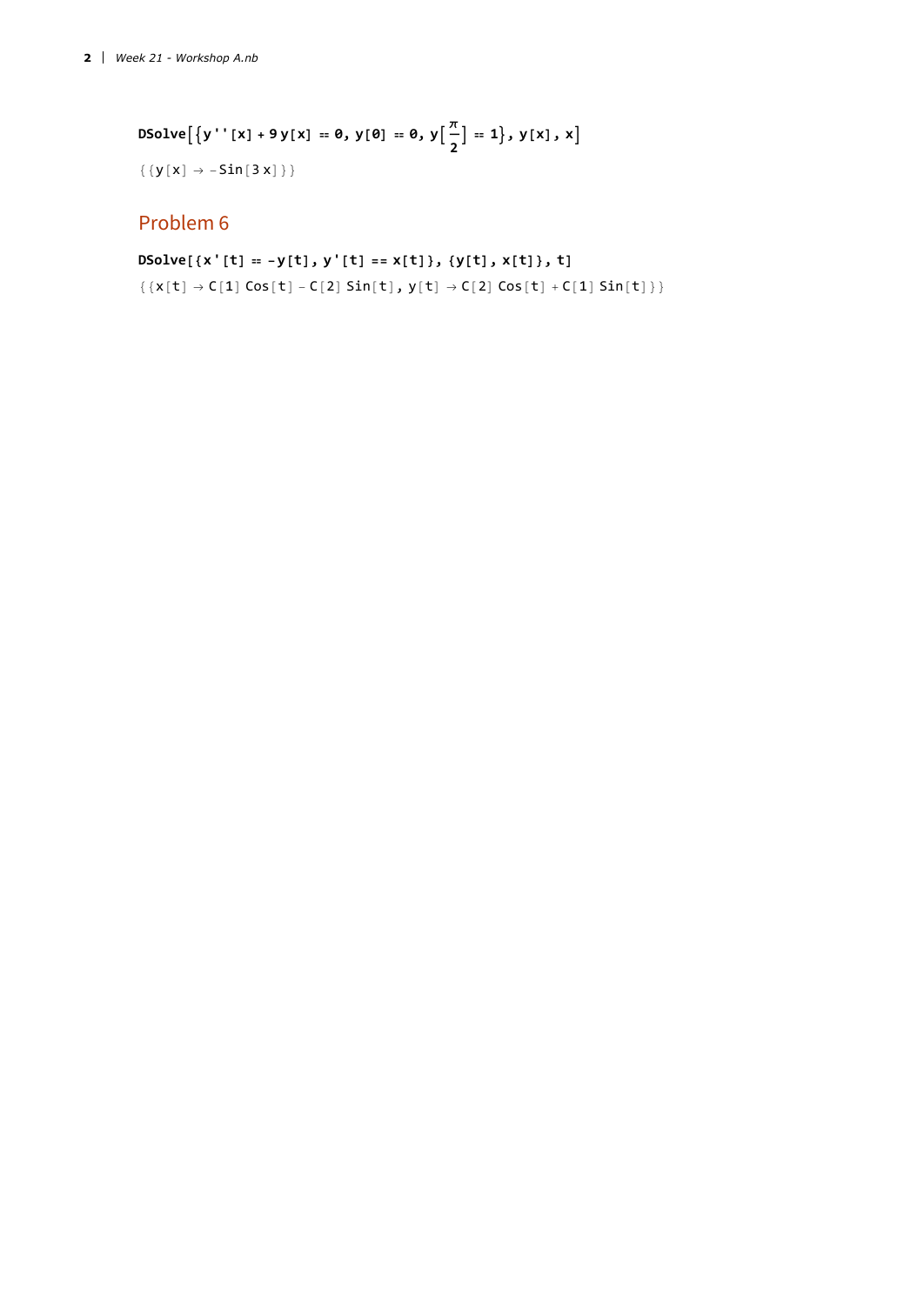```
DSolve[{y''[x] + 9 y[x] == 0, y[0] == 0, y[π/2] == 1}, y[x], x]
```

```
{{y[x] → -Sin[3 x]}}
```

## Problem 6

```
DSolve[{x'[t] == -y[t], y'[t] == x[t]}, {y[t], x[t]}, t]
```

```
{{x[t] → C[1] Cos[t] - C[2] Sin[t], y[t] → C[2] Cos[t] + C[1] Sin[t]}}
```